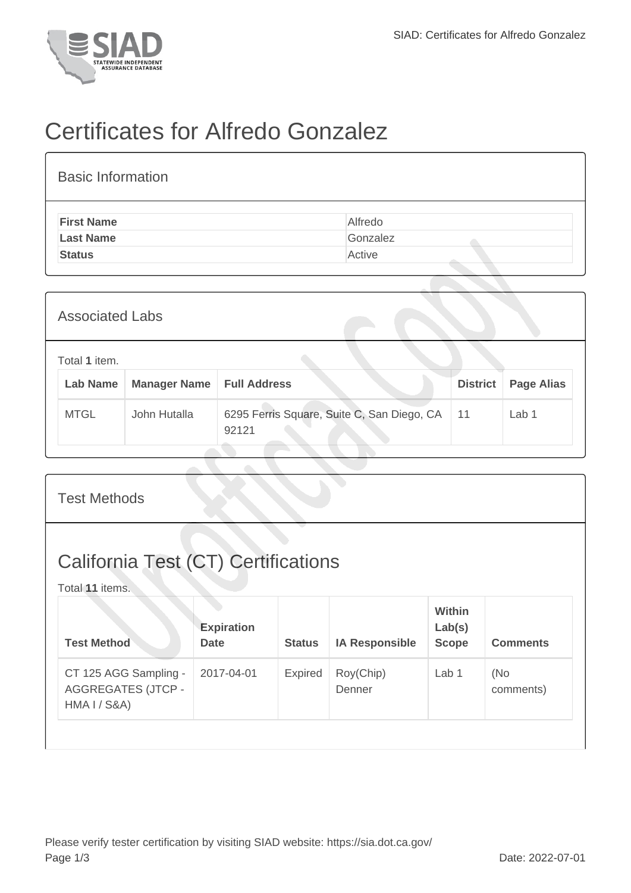# Certificates for Alfredo Gonzalez

## Basic Information

| | |
|---|---|
| **First Name** | Alfredo |
| **Last Name** | Gonzalez |
| **Status** | Active |

## Associated Labs

Total **1** item.

| Lab Name | Manager Name | Full Address | District | Page Alias |
|---|---|---|---|---|
| MTGL | John Hutalla | 6295 Ferris Square, Suite C, San Diego, CA 92121 | 11 | Lab 1 |

## Test Methods

## California Test (CT) Certifications

Total **11** items.

| Test Method | Expiration Date | Status | IA Responsible | Within Lab(s) Scope | Comments |
|---|---|---|---|---|---|
| CT 125 AGG Sampling - AGGREGATES (JTCP - HMA I / S&A) | 2017-04-01 | Expired | Roy(Chip) Denner | Lab 1 | (No comments) |

Please verify tester certification by visiting SIAD website: https://sia.dot.ca.gov/

Date: 2022-07-01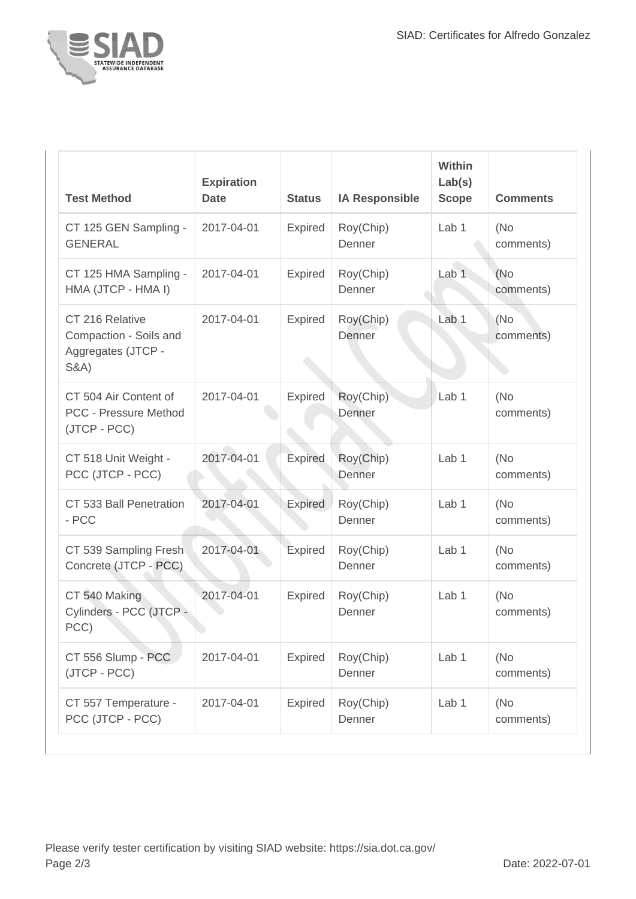| Test Method | Expiration Date | Status | IA Responsible | Within Lab(s) Scope | Comments |
| --- | --- | --- | --- | --- | --- |
| CT 125 GEN Sampling - GENERAL | 2017-04-01 | Expired | Roy(Chip) Denner | Lab 1 | (No comments) |
| CT 125 HMA Sampling - HMA (JTCP - HMA I) | 2017-04-01 | Expired | Roy(Chip) Denner | Lab 1 | (No comments) |
| CT 216 Relative Compaction - Soils and Aggregates (JTCP - S&A) | 2017-04-01 | Expired | Roy(Chip) Denner | Lab 1 | (No comments) |
| CT 504 Air Content of PCC - Pressure Method (JTCP - PCC) | 2017-04-01 | Expired | Roy(Chip) Denner | Lab 1 | (No comments) |
| CT 518 Unit Weight - PCC (JTCP - PCC) | 2017-04-01 | Expired | Roy(Chip) Denner | Lab 1 | (No comments) |
| CT 533 Ball Penetration - PCC | 2017-04-01 | Expired | Roy(Chip) Denner | Lab 1 | (No comments) |
| CT 539 Sampling Fresh Concrete (JTCP - PCC) | 2017-04-01 | Expired | Roy(Chip) Denner | Lab 1 | (No comments) |
| CT 540 Making Cylinders - PCC (JTCP - PCC) | 2017-04-01 | Expired | Roy(Chip) Denner | Lab 1 | (No comments) |
| CT 556 Slump - PCC (JTCP - PCC) | 2017-04-01 | Expired | Roy(Chip) Denner | Lab 1 | (No comments) |
| CT 557 Temperature - PCC (JTCP - PCC) | 2017-04-01 | Expired | Roy(Chip) Denner | Lab 1 | (No comments) |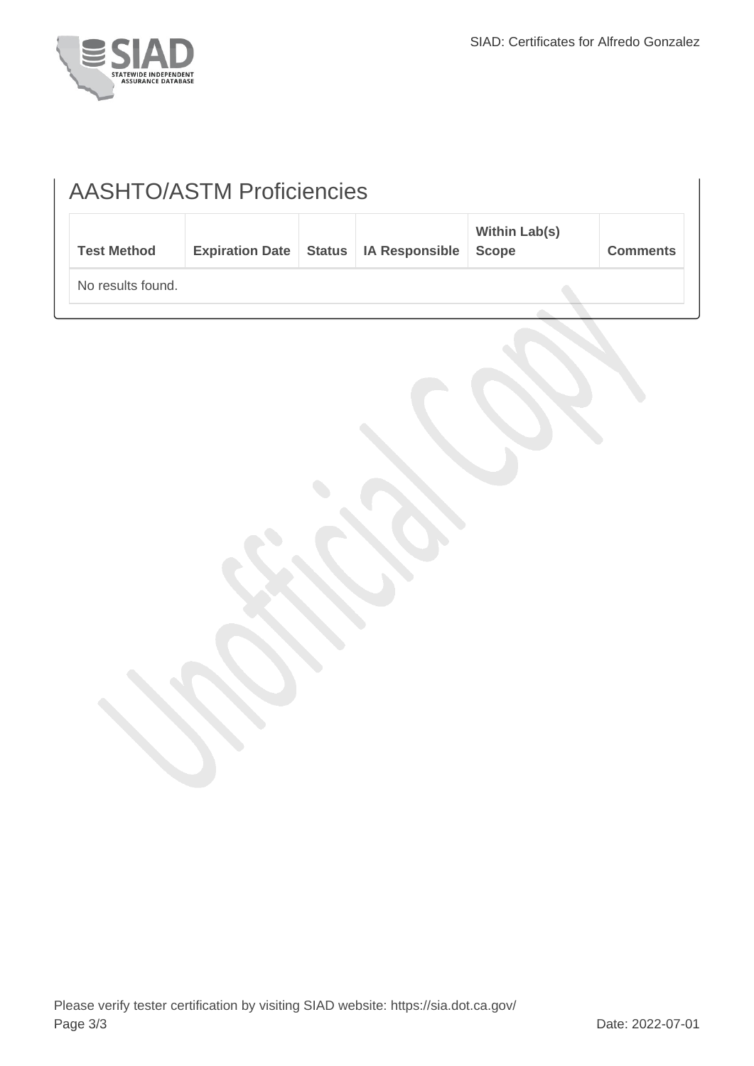## AASHTO/ASTM Proficiencies

| Test Method | Expiration Date | Status | IA Responsible | Within Lab(s) Scope | Comments |
| --- | --- | --- | --- | --- | --- |
| No results found. | | | | | |

Please verify tester certification by visiting SIAD website: https://sia.dot.ca.gov/

Date: 2022-07-01